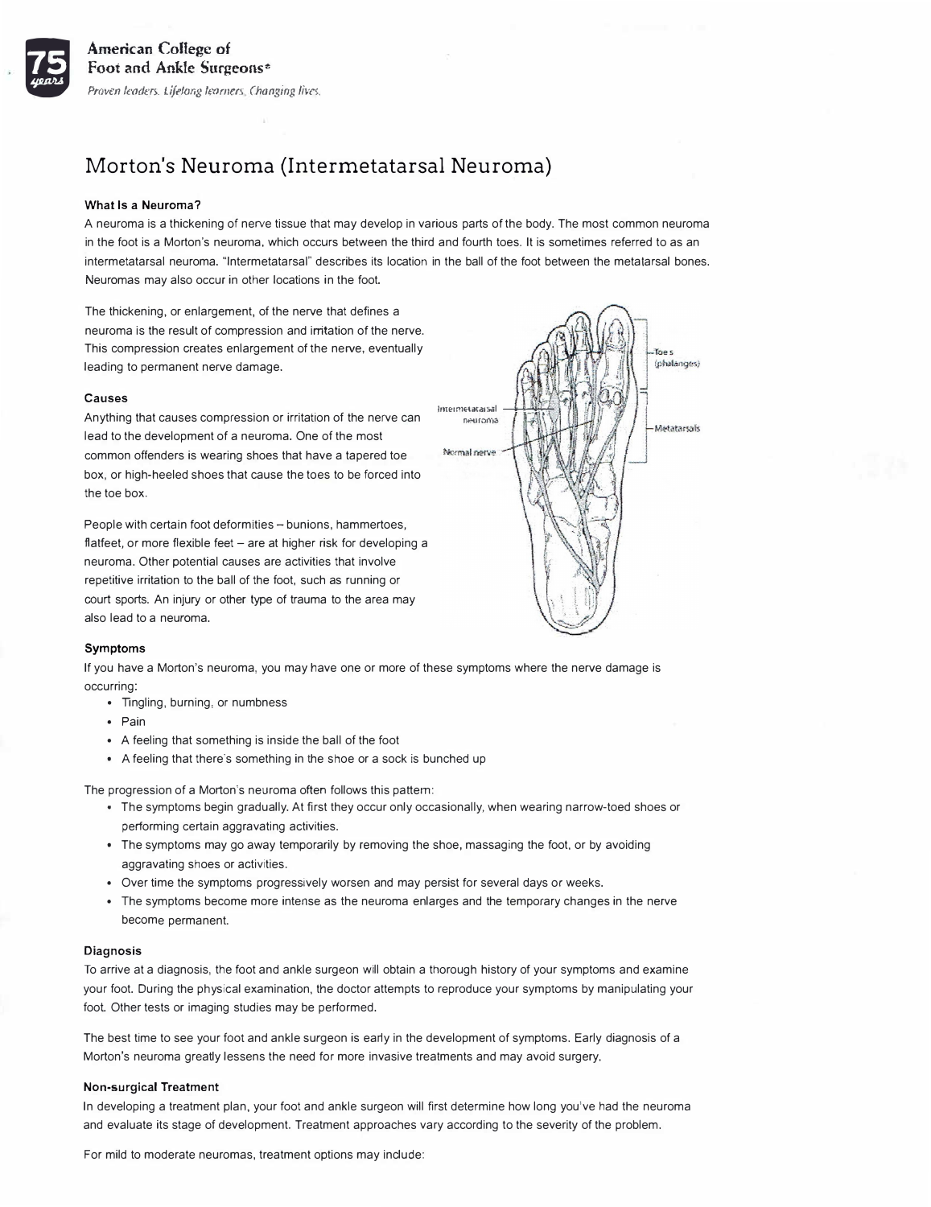American College of Foot and Ankle Surgeons®

*Proven leaders. Lifelong learners. Changing lives.*

# Morton's Neuroma (Intermetatarsal Neuroma)

### What Is a Neuroma?

A neuroma is a thickening of nerve tissue that may develop in various parts of the body. The most common neuroma in the foot is a Morton's neuroma, which occurs between the third and fourth toes. It is sometimes referred to as an intermetatarsal neuroma. "Intermetatarsal" describes its location in the ball of the foot between the metatarsal bones. Neuromas may also occur in other locations in the foot.

The thickening, or enlargement, of the nerve that defines a neuroma is the result of compression and irritation of the nerve. This compression creates enlargement of the nerve, eventually leading to permanent nerve damage.

### Causes

Anything that causes compression or irritation of the nerve can lead to the development of a neuroma. One of the most common offenders is wearing shoes that have a tapered toe box, or high-heeled shoes that cause the toes to be forced into the toe box.

People with certain foot deformities – bunions, hammertoes, flatfeet, or more flexible feet – are at higher risk for developing a neuroma. Other potential causes are activities that involve repetitive irritation to the ball of the foot, such as running or court sports. An injury or other type of trauma to the area may also lead to a neuroma.

### Symptoms

If you have a Morton's neuroma, you may have one or more of these symptoms where the nerve damage is occurring:

- Tingling, burning, or numbness
- Pain
- A feeling that something is inside the ball of the foot
- A feeling that there's something in the shoe or a sock is bunched up

The progression of a Morton's neuroma often follows this pattern:

- The symptoms begin gradually. At first they occur only occasionally, when wearing narrow-toed shoes or performing certain aggravating activities.
- The symptoms may go away temporarily by removing the shoe, massaging the foot, or by avoiding aggravating shoes or activities.
- Over time the symptoms progressively worsen and may persist for several days or weeks.
- The symptoms become more intense as the neuroma enlarges and the temporary changes in the nerve become permanent.

### Diagnosis

To arrive at a diagnosis, the foot and ankle surgeon will obtain a thorough history of your symptoms and examine your foot. During the physical examination, the doctor attempts to reproduce your symptoms by manipulating your foot. Other tests or imaging studies may be performed.

The best time to see your foot and ankle surgeon is early in the development of symptoms. Early diagnosis of a Morton's neuroma greatly lessens the need for more invasive treatments and may avoid surgery.

### Non-surgical Treatment

In developing a treatment plan, your foot and ankle surgeon will first determine how long you've had the neuroma and evaluate its stage of development. Treatment approaches vary according to the severity of the problem.

For mild to moderate neuromas, treatment options may include: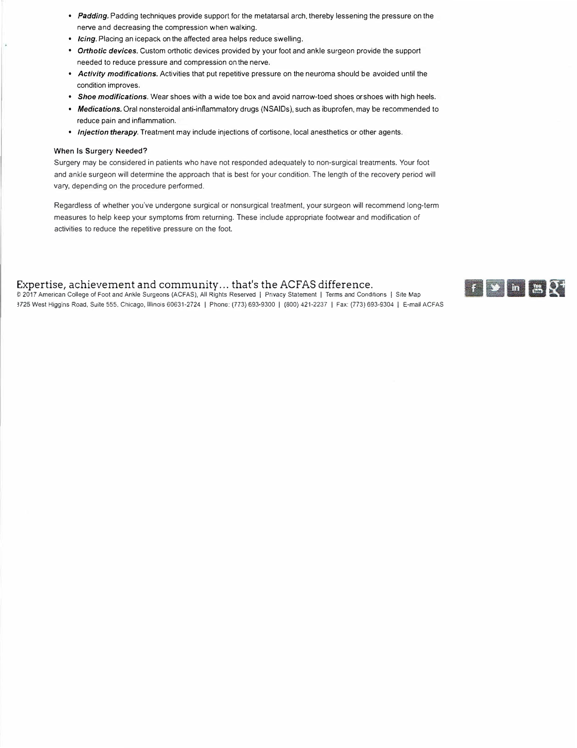- ***Padding.*** Padding techniques provide support for the metatarsal arch, thereby lessening the pressure on the nerve and decreasing the compression when walking.
- ***Icing.*** Placing an icepack on the affected area helps reduce swelling.
- ***Orthotic devices.*** Custom orthotic devices provided by your foot and ankle surgeon provide the support needed to reduce pressure and compression on the nerve.
- ***Activity modifications.*** Activities that put repetitive pressure on the neuroma should be avoided until the condition improves.
- ***Shoe modifications.*** Wear shoes with a wide toe box and avoid narrow-toed shoes or shoes with high heels.
- ***Medications.*** Oral nonsteroidal anti-inflammatory drugs (NSAIDs), such as ibuprofen, may be recommended to reduce pain and inflammation.
- ***Injection therapy.*** Treatment may include injections of cortisone, local anesthetics or other agents.

### When Is Surgery Needed?

Surgery may be considered in patients who have not responded adequately to non-surgical treatments. Your foot and ankle surgeon will determine the approach that is best for your condition. The length of the recovery period will vary, depending on the procedure performed.

Regardless of whether you've undergone surgical or nonsurgical treatment, your surgeon will recommend long-term measures to help keep your symptoms from returning. These include appropriate footwear and modification of activities to reduce the repetitive pressure on the foot.

Expertise, achievement and community... that's the ACFAS difference.

© 2017 American College of Foot and Ankle Surgeons (ACFAS), All Rights Reserved | Privacy Statement | Terms and Conditions | Site Map
8725 West Higgins Road, Suite 555, Chicago, Illinois 60631-2724 | Phone: (773) 693-9300 | (800) 421-2237 | Fax: (773) 693-9304 | E-mail ACFAS